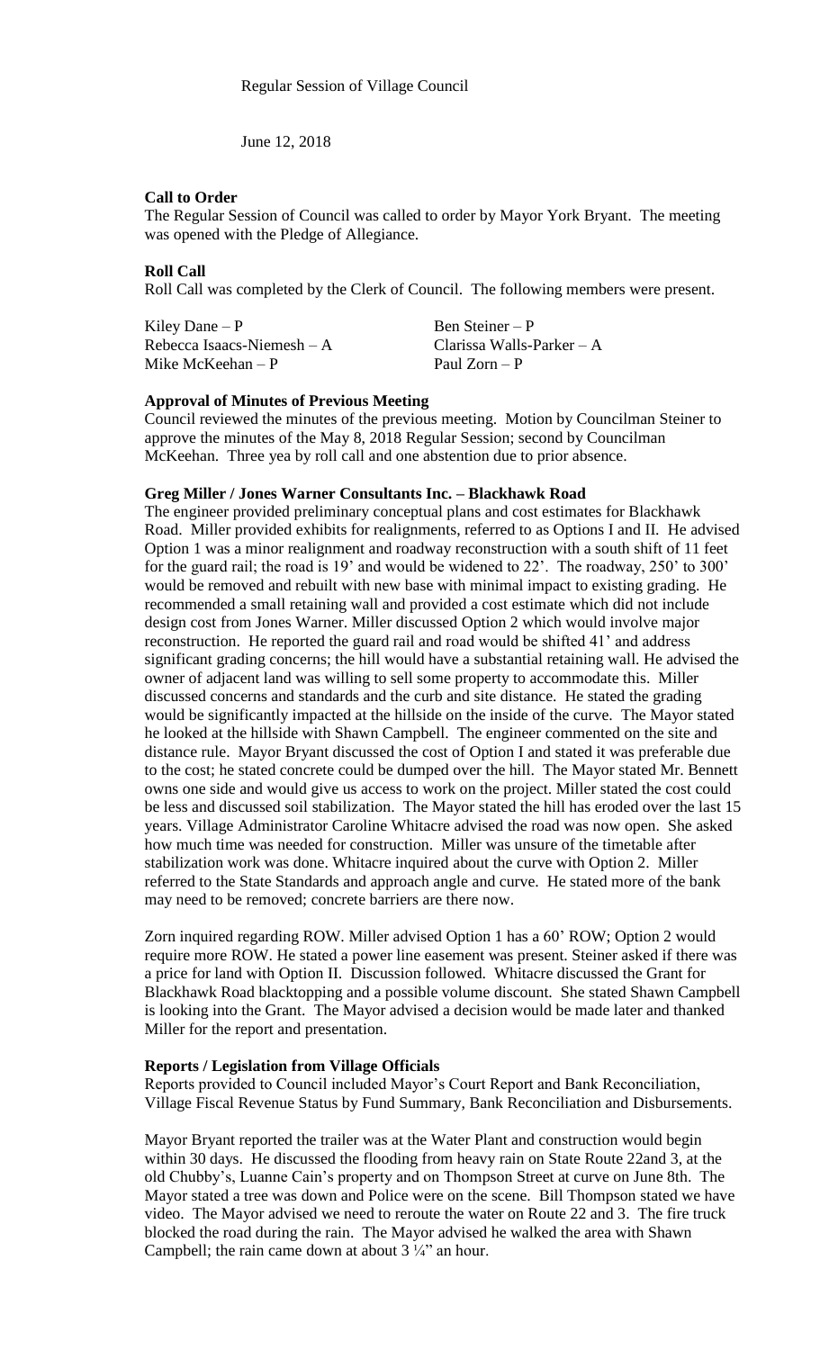Regular Session of Village Council

June 12, 2018

**Call to Order**

The Regular Session of Council was called to order by Mayor York Bryant. The meeting was opened with the Pledge of Allegiance.

**Roll Call**

Roll Call was completed by the Clerk of Council. The following members were present.

| | |
|---|---|
| Kiley Dane – P | Ben Steiner – P |
| Rebecca Isaacs-Niemesh – A | Clarissa Walls-Parker – A |
| Mike McKeehan – P | Paul Zorn – P |

**Approval of Minutes of Previous Meeting**

Council reviewed the minutes of the previous meeting. Motion by Councilman Steiner to approve the minutes of the May 8, 2018 Regular Session; second by Councilman McKeehan. Three yea by roll call and one abstention due to prior absence.

**Greg Miller / Jones Warner Consultants Inc. – Blackhawk Road**

The engineer provided preliminary conceptual plans and cost estimates for Blackhawk Road. Miller provided exhibits for realignments, referred to as Options I and II. He advised Option 1 was a minor realignment and roadway reconstruction with a south shift of 11 feet for the guard rail; the road is 19' and would be widened to 22'. The roadway, 250' to 300' would be removed and rebuilt with new base with minimal impact to existing grading. He recommended a small retaining wall and provided a cost estimate which did not include design cost from Jones Warner. Miller discussed Option 2 which would involve major reconstruction. He reported the guard rail and road would be shifted 41' and address significant grading concerns; the hill would have a substantial retaining wall. He advised the owner of adjacent land was willing to sell some property to accommodate this. Miller discussed concerns and standards and the curb and site distance. He stated the grading would be significantly impacted at the hillside on the inside of the curve. The Mayor stated he looked at the hillside with Shawn Campbell. The engineer commented on the site and distance rule. Mayor Bryant discussed the cost of Option I and stated it was preferable due to the cost; he stated concrete could be dumped over the hill. The Mayor stated Mr. Bennett owns one side and would give us access to work on the project. Miller stated the cost could be less and discussed soil stabilization. The Mayor stated the hill has eroded over the last 15 years. Village Administrator Caroline Whitacre advised the road was now open. She asked how much time was needed for construction. Miller was unsure of the timetable after stabilization work was done. Whitacre inquired about the curve with Option 2. Miller referred to the State Standards and approach angle and curve. He stated more of the bank may need to be removed; concrete barriers are there now.

Zorn inquired regarding ROW. Miller advised Option 1 has a 60' ROW; Option 2 would require more ROW. He stated a power line easement was present. Steiner asked if there was a price for land with Option II. Discussion followed. Whitacre discussed the Grant for Blackhawk Road blacktopping and a possible volume discount. She stated Shawn Campbell is looking into the Grant. The Mayor advised a decision would be made later and thanked Miller for the report and presentation.

**Reports / Legislation from Village Officials**

Reports provided to Council included Mayor's Court Report and Bank Reconciliation, Village Fiscal Revenue Status by Fund Summary, Bank Reconciliation and Disbursements.

Mayor Bryant reported the trailer was at the Water Plant and construction would begin within 30 days. He discussed the flooding from heavy rain on State Route 22and 3, at the old Chubby's, Luanne Cain's property and on Thompson Street at curve on June 8th. The Mayor stated a tree was down and Police were on the scene. Bill Thompson stated we have video. The Mayor advised we need to reroute the water on Route 22 and 3. The fire truck blocked the road during the rain. The Mayor advised he walked the area with Shawn Campbell; the rain came down at about 3 ¼" an hour.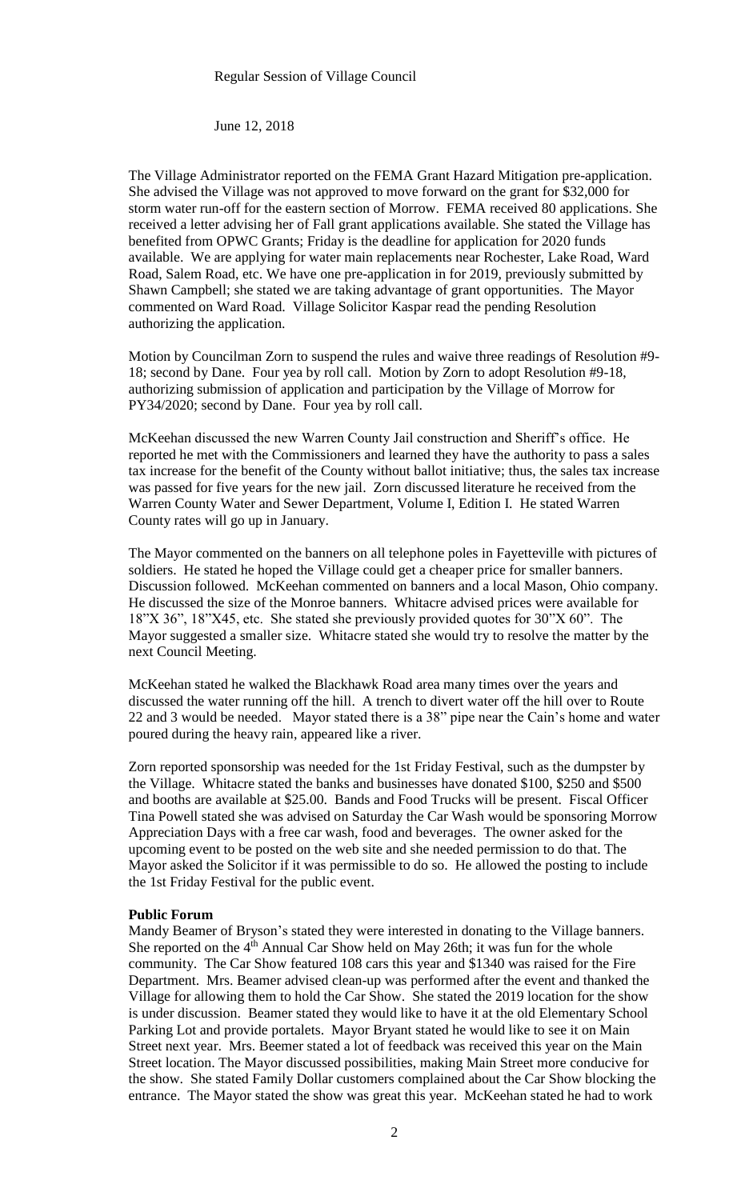Regular Session of Village Council

June 12, 2018

The Village Administrator reported on the FEMA Grant Hazard Mitigation pre-application. She advised the Village was not approved to move forward on the grant for $32,000 for storm water run-off for the eastern section of Morrow. FEMA received 80 applications. She received a letter advising her of Fall grant applications available. She stated the Village has benefited from OPWC Grants; Friday is the deadline for application for 2020 funds available. We are applying for water main replacements near Rochester, Lake Road, Ward Road, Salem Road, etc. We have one pre-application in for 2019, previously submitted by Shawn Campbell; she stated we are taking advantage of grant opportunities. The Mayor commented on Ward Road. Village Solicitor Kaspar read the pending Resolution authorizing the application.

Motion by Councilman Zorn to suspend the rules and waive three readings of Resolution #9-18; second by Dane. Four yea by roll call. Motion by Zorn to adopt Resolution #9-18, authorizing submission of application and participation by the Village of Morrow for PY34/2020; second by Dane. Four yea by roll call.

McKeehan discussed the new Warren County Jail construction and Sheriff's office. He reported he met with the Commissioners and learned they have the authority to pass a sales tax increase for the benefit of the County without ballot initiative; thus, the sales tax increase was passed for five years for the new jail. Zorn discussed literature he received from the Warren County Water and Sewer Department, Volume I, Edition I. He stated Warren County rates will go up in January.

The Mayor commented on the banners on all telephone poles in Fayetteville with pictures of soldiers. He stated he hoped the Village could get a cheaper price for smaller banners. Discussion followed. McKeehan commented on banners and a local Mason, Ohio company. He discussed the size of the Monroe banners. Whitacre advised prices were available for 18"X 36", 18"X45, etc. She stated she previously provided quotes for 30"X 60". The Mayor suggested a smaller size. Whitacre stated she would try to resolve the matter by the next Council Meeting.

McKeehan stated he walked the Blackhawk Road area many times over the years and discussed the water running off the hill. A trench to divert water off the hill over to Route 22 and 3 would be needed. Mayor stated there is a 38" pipe near the Cain's home and water poured during the heavy rain, appeared like a river.

Zorn reported sponsorship was needed for the 1st Friday Festival, such as the dumpster by the Village. Whitacre stated the banks and businesses have donated $100, $250 and $500 and booths are available at $25.00. Bands and Food Trucks will be present. Fiscal Officer Tina Powell stated she was advised on Saturday the Car Wash would be sponsoring Morrow Appreciation Days with a free car wash, food and beverages. The owner asked for the upcoming event to be posted on the web site and she needed permission to do that. The Mayor asked the Solicitor if it was permissible to do so. He allowed the posting to include the 1st Friday Festival for the public event.

**Public Forum**

Mandy Beamer of Bryson's stated they were interested in donating to the Village banners. She reported on the 4th Annual Car Show held on May 26th; it was fun for the whole community. The Car Show featured 108 cars this year and $1340 was raised for the Fire Department. Mrs. Beamer advised clean-up was performed after the event and thanked the Village for allowing them to hold the Car Show. She stated the 2019 location for the show is under discussion. Beamer stated they would like to have it at the old Elementary School Parking Lot and provide portalets. Mayor Bryant stated he would like to see it on Main Street next year. Mrs. Beemer stated a lot of feedback was received this year on the Main Street location. The Mayor discussed possibilities, making Main Street more conducive for the show. She stated Family Dollar customers complained about the Car Show blocking the entrance. The Mayor stated the show was great this year. McKeehan stated he had to work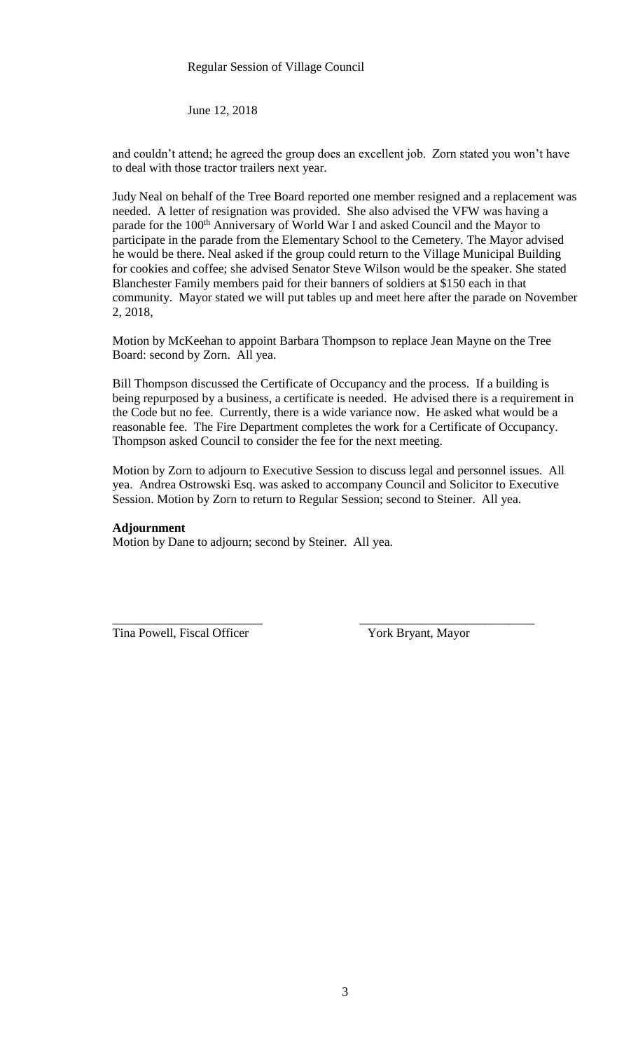and couldn't attend; he agreed the group does an excellent job. Zorn stated you won't have to deal with those tractor trailers next year.

Judy Neal on behalf of the Tree Board reported one member resigned and a replacement was needed. A letter of resignation was provided. She also advised the VFW was having a parade for the 100th Anniversary of World War I and asked Council and the Mayor to participate in the parade from the Elementary School to the Cemetery. The Mayor advised he would be there. Neal asked if the group could return to the Village Municipal Building for cookies and coffee; she advised Senator Steve Wilson would be the speaker. She stated Blanchester Family members paid for their banners of soldiers at $150 each in that community. Mayor stated we will put tables up and meet here after the parade on November 2, 2018,

Motion by McKeehan to appoint Barbara Thompson to replace Jean Mayne on the Tree Board: second by Zorn. All yea.

Bill Thompson discussed the Certificate of Occupancy and the process. If a building is being repurposed by a business, a certificate is needed. He advised there is a requirement in the Code but no fee. Currently, there is a wide variance now. He asked what would be a reasonable fee. The Fire Department completes the work for a Certificate of Occupancy. Thompson asked Council to consider the fee for the next meeting.

Motion by Zorn to adjourn to Executive Session to discuss legal and personnel issues. All yea. Andrea Ostrowski Esq. was asked to accompany Council and Solicitor to Executive Session. Motion by Zorn to return to Regular Session; second to Steiner. All yea.

**Adjournment**

Motion by Dane to adjourn; second by Steiner. All yea.

\_\_\_\_\_\_\_\_\_\_\_\_\_\_\_\_\_\_\_\_\_\_\_\_ \_\_\_\_\_\_\_\_\_\_\_\_\_\_\_\_\_\_\_\_\_\_\_\_\_\_\_\_

Tina Powell, Fiscal Officer York Bryant, Mayor